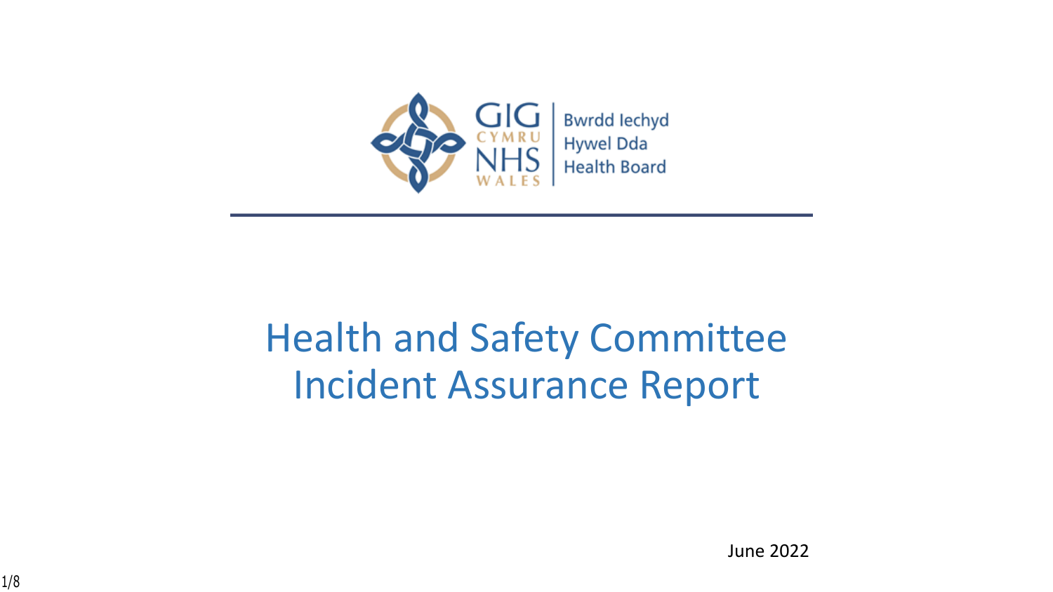GIG CYMRU NHS WALES | Bwrdd Iechyd Hywel Dda Health Board

# Health and Safety Committee Incident Assurance Report

June 2022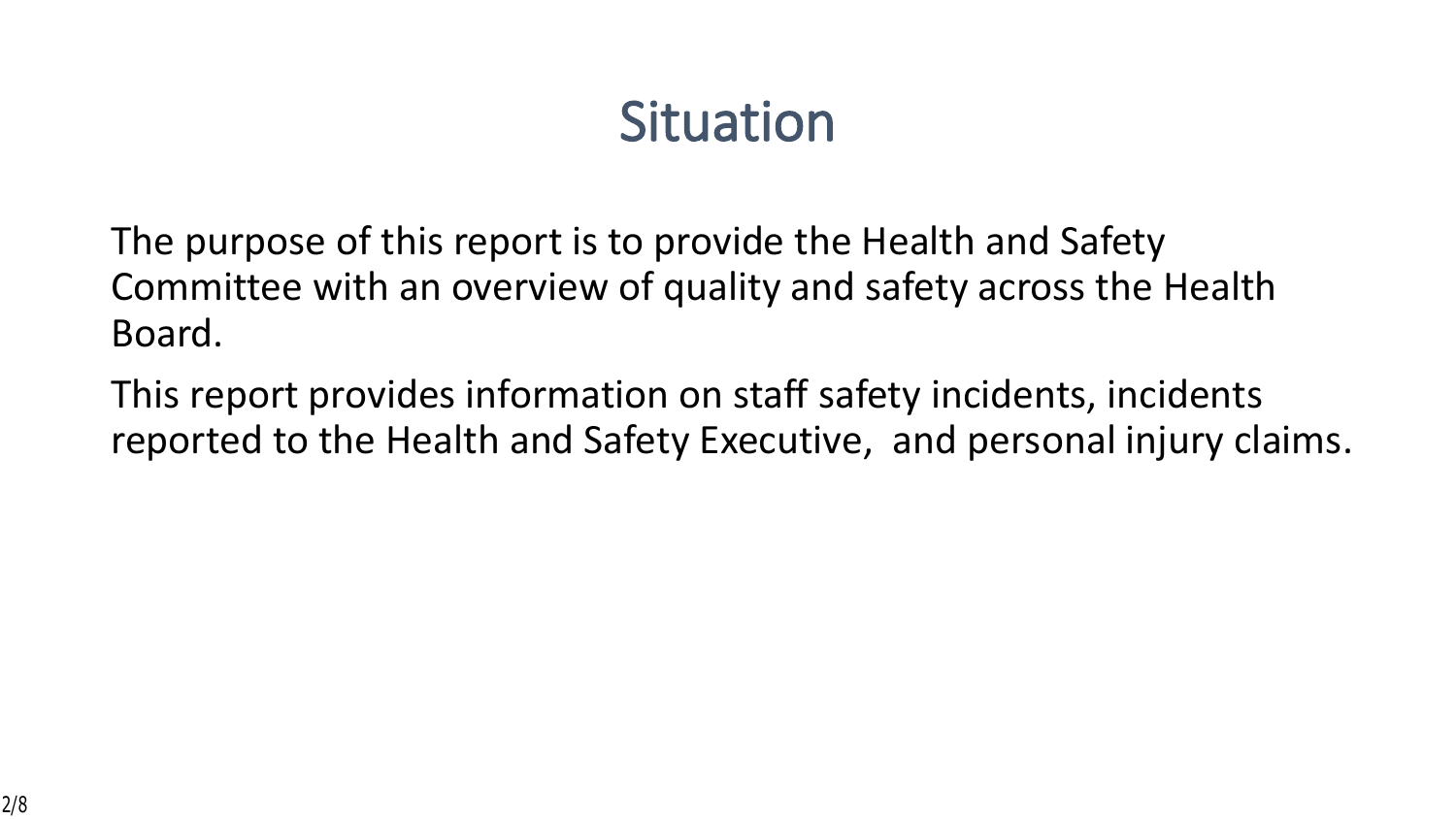# Situation

The purpose of this report is to provide the Health and Safety Committee with an overview of quality and safety across the Health Board.

This report provides information on staff safety incidents, incidents reported to the Health and Safety Executive,  and personal injury claims.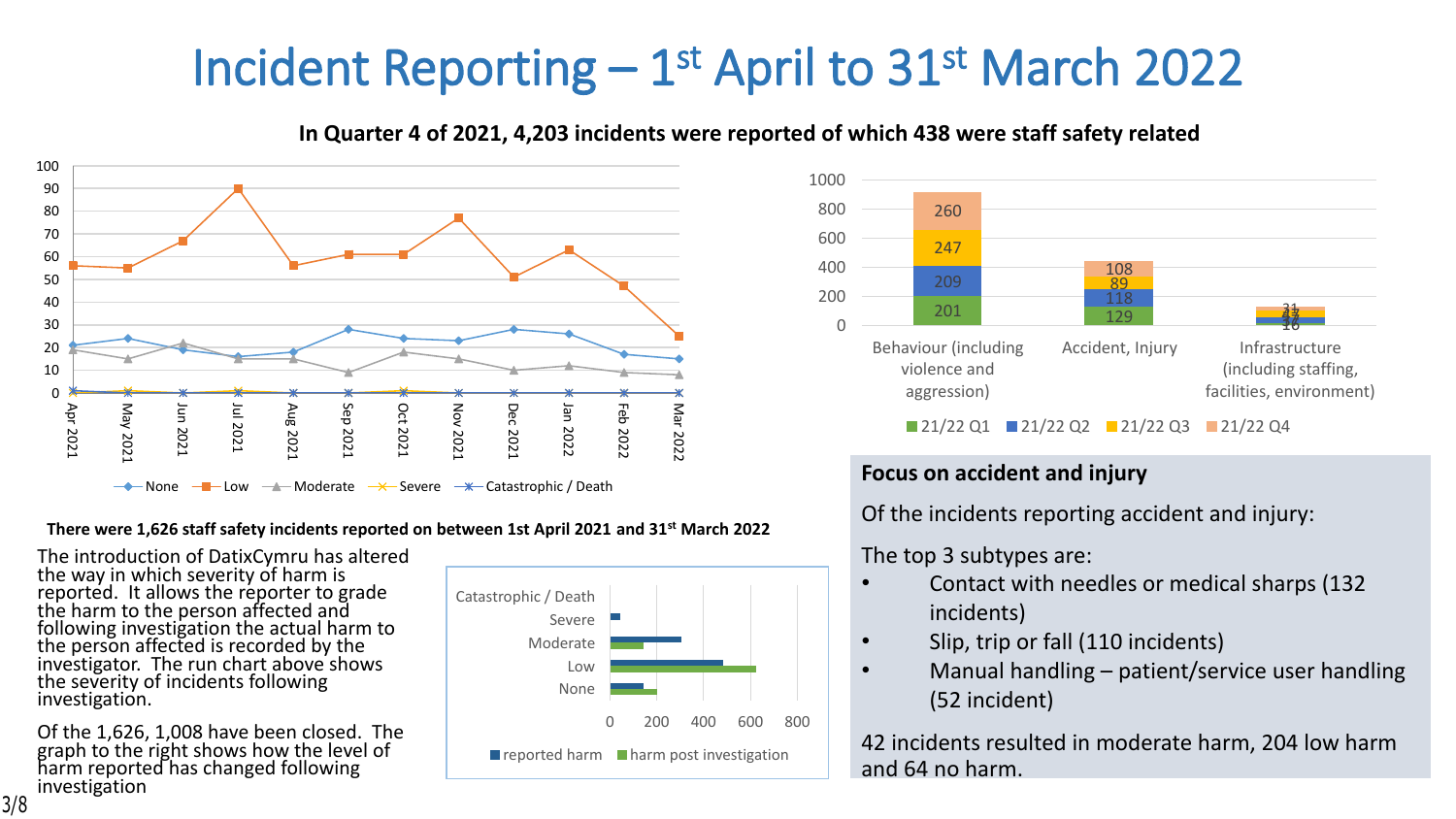# Incident Reporting – 1st April to 31st March 2022

**In Quarter 4 of 2021, 4,203 incidents were reported of which 438 were staff safety related**

None, Low, Moderate, Severe, Catastrophic / Death

**There were 1,626 staff safety incidents reported on between 1st April 2021 and 31st March 2022**

The introduction of DatixCymru has altered the way in which severity of harm is reported. It allows the reporter to grade the harm to the person affected and following investigation the actual harm to the person affected is recorded by the investigator. The run chart above shows the severity of incidents following investigation.

Of the 1,626, 1,008 have been closed. The graph to the right shows how the level of harm reported has changed following investigation

reported harm, harm post investigation

| | 21/22 Q1 | 21/22 Q2 | 21/22 Q3 | 21/22 Q4 |
|---|---|---|---|---|
| Behaviour (including violence and aggression) | 201 | 209 | 247 | 260 |
| Accident, Injury | 129 | 118 | 89 | 108 |
| Infrastructure (including staffing, facilities, environment) | 16 | 37 | 47 | 31 |

**Focus on accident and injury**

Of the incidents reporting accident and injury:

The top 3 subtypes are:

- Contact with needles or medical sharps (132 incidents)
- Slip, trip or fall (110 incidents)
- Manual handling – patient/service user handling (52 incident)

42 incidents resulted in moderate harm, 204 low harm and 64 no harm.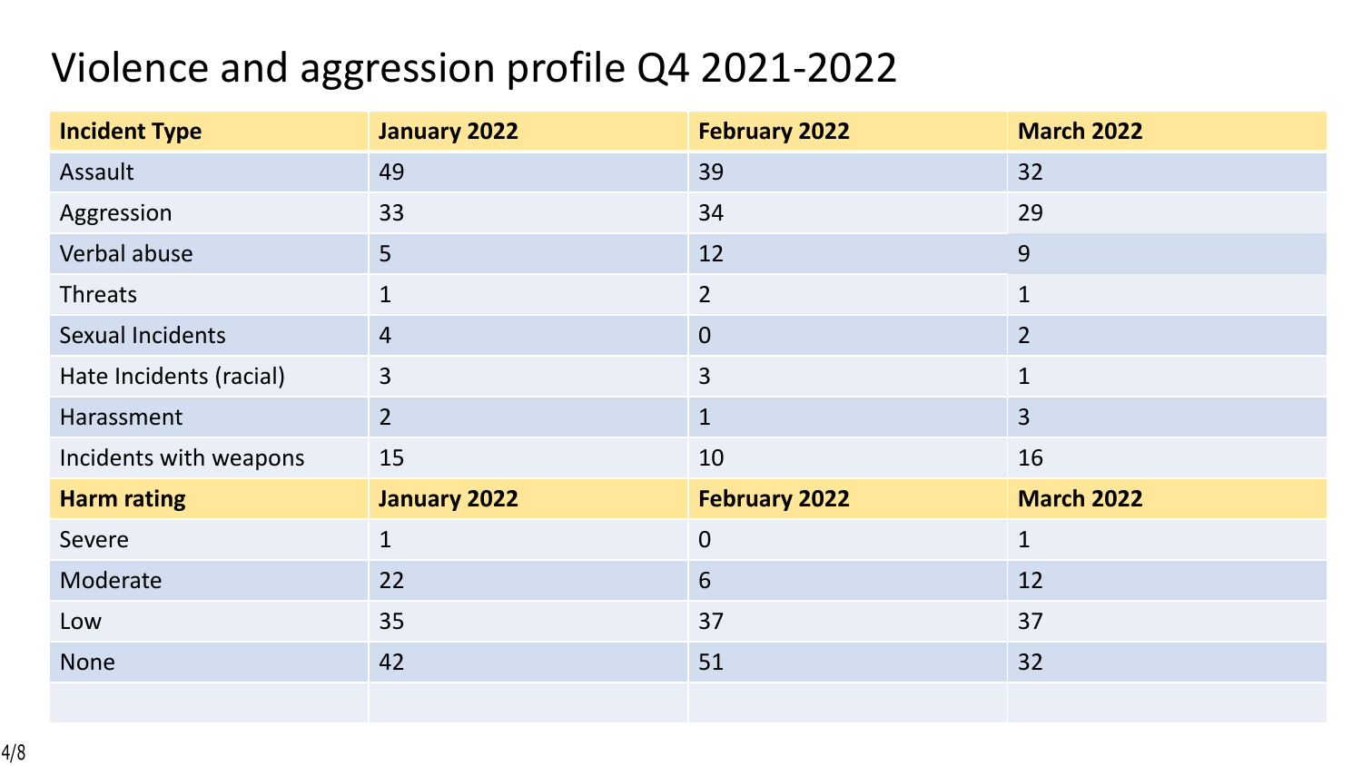# Violence and aggression profile Q4 2021-2022

| Incident Type | January 2022 | February 2022 | March 2022 |
|---|---|---|---|
| Assault | 49 | 39 | 32 |
| Aggression | 33 | 34 | 29 |
| Verbal abuse | 5 | 12 | 9 |
| Threats | 1 | 2 | 1 |
| Sexual Incidents | 4 | 0 | 2 |
| Hate Incidents (racial) | 3 | 3 | 1 |
| Harassment | 2 | 1 | 3 |
| Incidents with weapons | 15 | 10 | 16 |
| **Harm rating** | **January 2022** | **February 2022** | **March 2022** |
| Severe | 1 | 0 | 1 |
| Moderate | 22 | 6 | 12 |
| Low | 35 | 37 | 37 |
| None | 42 | 51 | 32 |
| | | | |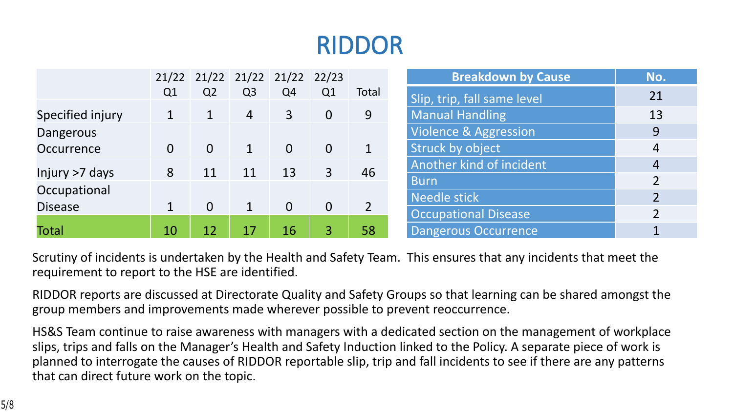# RIDDOR

| | 21/22 Q1 | 21/22 Q2 | 21/22 Q3 | 21/22 Q4 | 22/23 Q1 | Total |
|---|---|---|---|---|---|---|
| Specified injury | 1 | 1 | 4 | 3 | 0 | 9 |
| Dangerous Occurrence | 0 | 0 | 1 | 0 | 0 | 1 |
| Injury >7 days | 8 | 11 | 11 | 13 | 3 | 46 |
| Occupational Disease | 1 | 0 | 1 | 0 | 0 | 2 |
| Total | 10 | 12 | 17 | 16 | 3 | 58 |

| Breakdown by Cause | No. |
|---|---|
| Slip, trip, fall same level | 21 |
| Manual Handling | 13 |
| Violence & Aggression | 9 |
| Struck by object | 4 |
| Another kind of incident | 4 |
| Burn | 2 |
| Needle stick | 2 |
| Occupational Disease | 2 |
| Dangerous Occurrence | 1 |

Scrutiny of incidents is undertaken by the Health and Safety Team. This ensures that any incidents that meet the requirement to report to the HSE are identified.

RIDDOR reports are discussed at Directorate Quality and Safety Groups so that learning can be shared amongst the group members and improvements made wherever possible to prevent reoccurrence.

HS&S Team continue to raise awareness with managers with a dedicated section on the management of workplace slips, trips and falls on the Manager's Health and Safety Induction linked to the Policy. A separate piece of work is planned to interrogate the causes of RIDDOR reportable slip, trip and fall incidents to see if there are any patterns that can direct future work on the topic.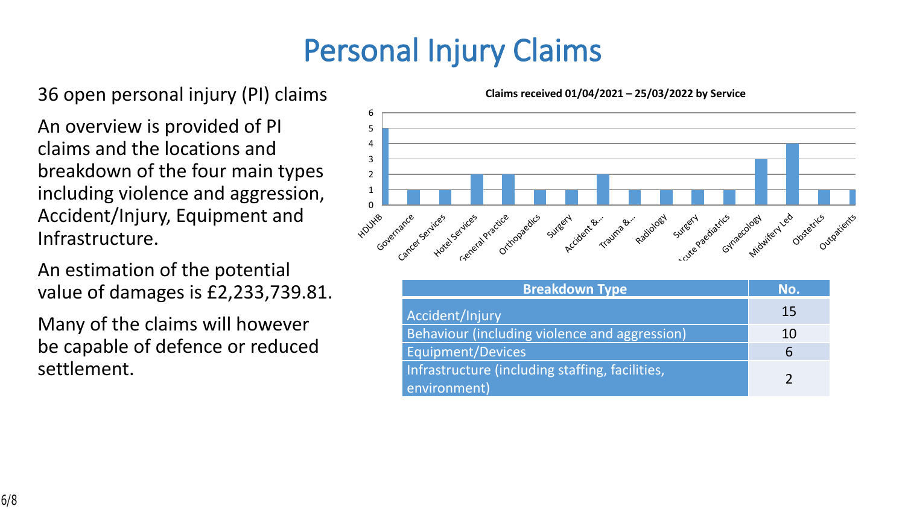# Personal Injury Claims

36 open personal injury (PI) claims

An overview is provided of PI claims and the locations and breakdown of the four main types including violence and aggression, Accident/Injury, Equipment and Infrastructure.

An estimation of the potential value of damages is £2,233,739.81.

Many of the claims will however be capable of defence or reduced settlement.

**Claims received 01/04/2021 – 25/03/2022 by Service**

| Service | Claims |
|---|---|
| HDUHB | 5 |
| Governance | 1 |
| Cancer Services | 1 |
| Hotel Services | 2 |
| General Practice | 2 |
| Orthopaedics | 1 |
| Surgery | 1 |
| Accident &... | 2 |
| Trauma &... | 1 |
| Radiology | 1 |
| Surgery | 1 |
| Acute Paediatrics | 1 |
| Gynaecology | 3 |
| Midwifery Led | 4 |
| Obstetrics | 1 |
| Outpatients | 1 |

| Breakdown Type | No. |
|---|---|
| Accident/Injury | 15 |
| Behaviour (including violence and aggression) | 10 |
| Equipment/Devices | 6 |
| Infrastructure (including staffing, facilities, environment) | 2 |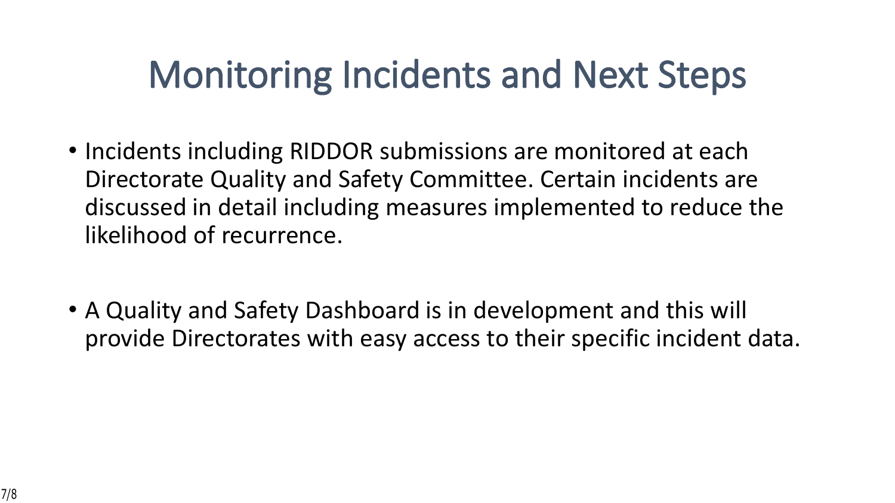# Monitoring Incidents and Next Steps

- Incidents including RIDDOR submissions are monitored at each Directorate Quality and Safety Committee. Certain incidents are discussed in detail including measures implemented to reduce the likelihood of recurrence.

- A Quality and Safety Dashboard is in development and this will provide Directorates with easy access to their specific incident data.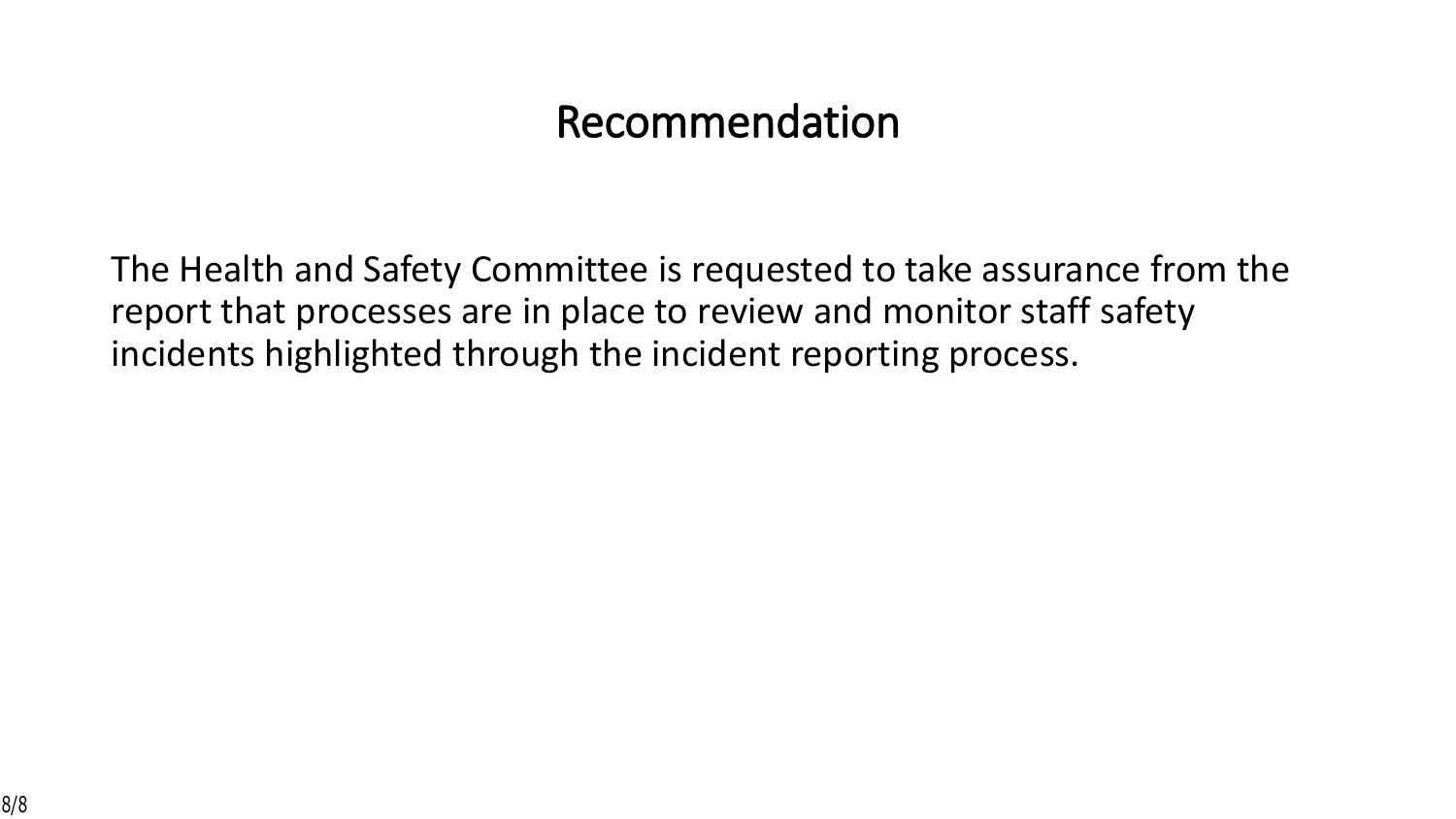# Recommendation

The Health and Safety Committee is requested to take assurance from the report that processes are in place to review and monitor staff safety incidents highlighted through the incident reporting process.